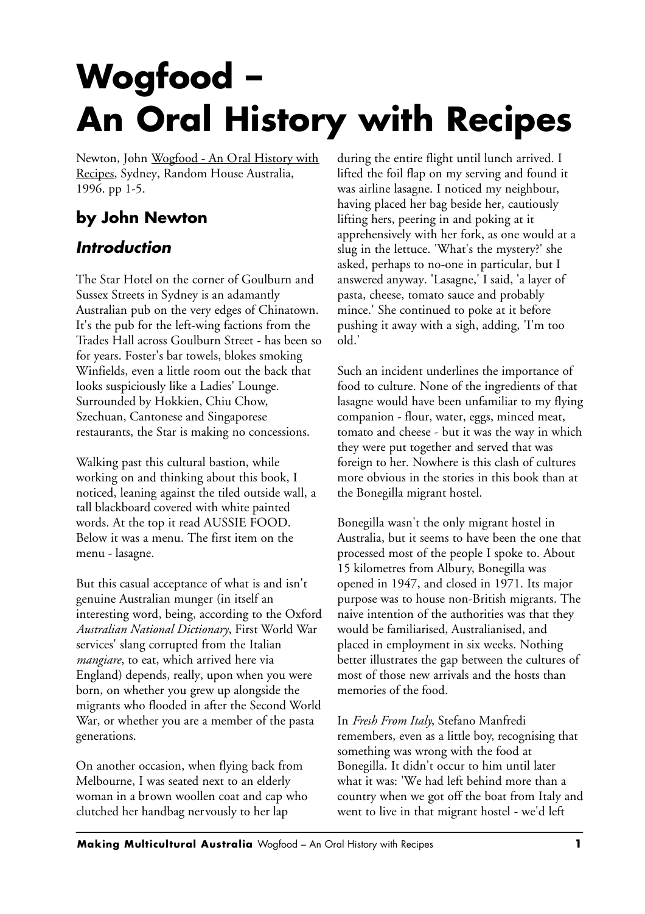# Wogfood – An Oral History with Recipes

Newton, John Wogfood - An Oral History with Recipes, Sydney, Random House Australia, 1996. pp 1-5.

## by John Newton

### *Introduction*

The Star Hotel on the corner of Goulburn and Sussex Streets in Sydney is an adamantly Australian pub on the very edges of Chinatown. It's the pub for the left-wing factions from the Trades Hall across Goulburn Street - has been so for years. Foster's bar towels, blokes smoking Winfields, even a little room out the back that looks suspiciously like a Ladies' Lounge. Surrounded by Hokkien, Chiu Chow, Szechuan, Cantonese and Singaporese restaurants, the Star is making no concessions.

Walking past this cultural bastion, while working on and thinking about this book, I noticed, leaning against the tiled outside wall, a tall blackboard covered with white painted words. At the top it read AUSSIE FOOD. Below it was a menu. The first item on the menu - lasagne.

But this casual acceptance of what is and isn't genuine Australian munger (in itself an interesting word, being, according to the Oxford *Australian National Dictionary*, First World War services' slang corrupted from the Italian *mangiare*, to eat, which arrived here via England) depends, really, upon when you were born, on whether you grew up alongside the migrants who flooded in after the Second World War, or whether you are a member of the pasta generations.

On another occasion, when flying back from Melbourne, I was seated next to an elderly woman in a brown woollen coat and cap who clutched her handbag nervously to her lap during the entire flight until lunch arrived. I lifted the foil flap on my serving and found it was airline lasagne. I noticed my neighbour, having placed her bag beside her, cautiously lifting hers, peering in and poking at it apprehensively with her fork, as one would at a slug in the lettuce. 'What's the mystery?' she asked, perhaps to no-one in particular, but I answered anyway. 'Lasagne,' I said, 'a layer of pasta, cheese, tomato sauce and probably mince.' She continued to poke at it before pushing it away with a sigh, adding, 'I'm too old.'

Such an incident underlines the importance of food to culture. None of the ingredients of that lasagne would have been unfamiliar to my flying companion - flour, water, eggs, minced meat, tomato and cheese - but it was the way in which they were put together and served that was foreign to her. Nowhere is this clash of cultures more obvious in the stories in this book than at the Bonegilla migrant hostel.

Bonegilla wasn't the only migrant hostel in Australia, but it seems to have been the one that processed most of the people I spoke to. About 15 kilometres from Albury, Bonegilla was opened in 1947, and closed in 1971. Its major purpose was to house non-British migrants. The naive intention of the authorities was that they would be familiarised, Australianised, and placed in employment in six weeks. Nothing better illustrates the gap between the cultures of most of those new arrivals and the hosts than memories of the food.

In *Fresh From Italy*, Stefano Manfredi remembers, even as a little boy, recognising that something was wrong with the food at Bonegilla. It didn't occur to him until later what it was: 'We had left behind more than a country when we got off the boat from Italy and went to live in that migrant hostel - we'd left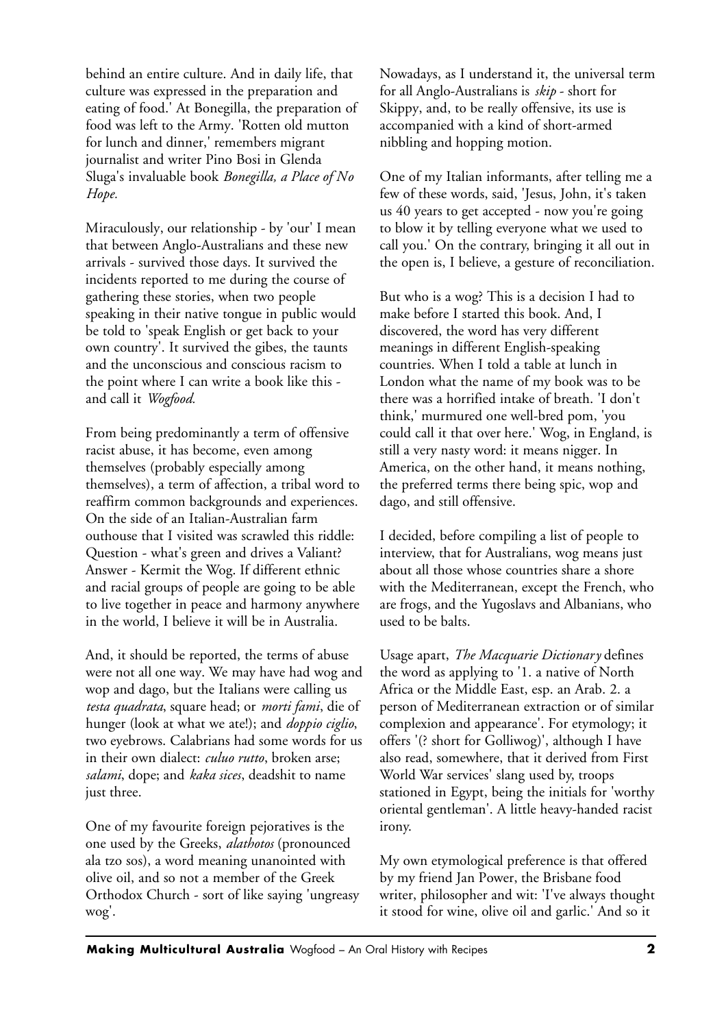behind an entire culture. And in daily life, that culture was expressed in the preparation and eating of food.' At Bonegilla, the preparation of food was left to the Army. 'Rotten old mutton for lunch and dinner,' remembers migrant journalist and writer Pino Bosi in Glenda Sluga's invaluable book *Bonegilla, a Place of No Hope.*

Miraculously, our relationship - by 'our' I mean that between Anglo-Australians and these new arrivals - survived those days. It survived the incidents reported to me during the course of gathering these stories, when two people speaking in their native tongue in public would be told to 'speak English or get back to your own country'. It survived the gibes, the taunts and the unconscious and conscious racism to the point where I can write a book like this - and call it *Wogfood.*

From being predominantly a term of offensive racist abuse, it has become, even among themselves (probably especially among themselves), a term of affection, a tribal word to reaffirm common backgrounds and experiences. On the side of an Italian-Australian farm outhouse that I visited was scrawled this riddle: Question - what's green and drives a Valiant? Answer - Kermit the Wog. If different ethnic and racial groups of people are going to be able to live together in peace and harmony anywhere in the world, I believe it will be in Australia.

And, it should be reported, the terms of abuse were not all one way. We may have had wog and wop and dago, but the Italians were calling us *testa quadrata*, square head; or *morti fami*, die of hunger (look at what we ate!); and *doppio ciglio*, two eyebrows. Calabrians had some words for us in their own dialect: *culuo rutto*, broken arse; *salami*, dope; and *kaka sices*, deadshit to name just three.

One of my favourite foreign pejoratives is the one used by the Greeks, *alathotos* (pronounced ala tzo sos), a word meaning unanointed with olive oil, and so not a member of the Greek Orthodox Church - sort of like saying 'ungreasy wog'.

Nowadays, as I understand it, the universal term for all Anglo-Australians is *skip* - short for Skippy, and, to be really offensive, its use is accompanied with a kind of short-armed nibbling and hopping motion.

One of my Italian informants, after telling me a few of these words, said, 'Jesus, John, it's taken us 40 years to get accepted - now you're going to blow it by telling everyone what we used to call you.' On the contrary, bringing it all out in the open is, I believe, a gesture of reconciliation.

But who is a wog? This is a decision I had to make before I started this book. And, I discovered, the word has very different meanings in different English-speaking countries. When I told a table at lunch in London what the name of my book was to be there was a horrified intake of breath. 'I don't think,' murmured one well-bred pom, 'you could call it that over here.' Wog, in England, is still a very nasty word: it means nigger. In America, on the other hand, it means nothing, the preferred terms there being spic, wop and dago, and still offensive.

I decided, before compiling a list of people to interview, that for Australians, wog means just about all those whose countries share a shore with the Mediterranean, except the French, who are frogs, and the Yugoslavs and Albanians, who used to be balts.

Usage apart, *The Macquarie Dictionary* defines the word as applying to '1. a native of North Africa or the Middle East, esp. an Arab. 2. a person of Mediterranean extraction or of similar complexion and appearance'. For etymology; it offers '(? short for Golliwog)', although I have also read, somewhere, that it derived from First World War services' slang used by, troops stationed in Egypt, being the initials for 'worthy oriental gentleman'. A little heavy-handed racist irony.

My own etymological preference is that offered by my friend Jan Power, the Brisbane food writer, philosopher and wit: 'I've always thought it stood for wine, olive oil and garlic.' And so it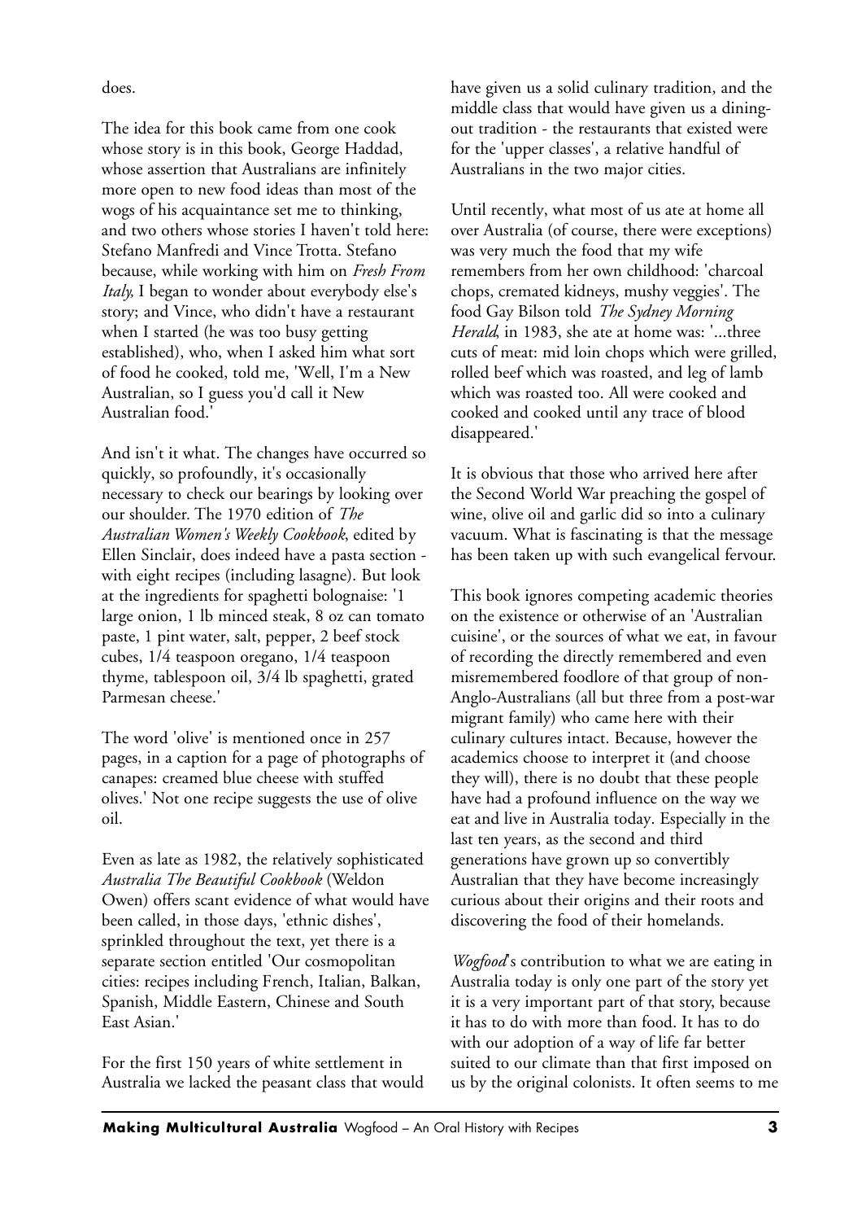does.

The idea for this book came from one cook whose story is in this book, George Haddad, whose assertion that Australians are infinitely more open to new food ideas than most of the wogs of his acquaintance set me to thinking, and two others whose stories I haven't told here: Stefano Manfredi and Vince Trotta. Stefano because, while working with him on *Fresh From Italy,* I began to wonder about everybody else's story; and Vince, who didn't have a restaurant when I started (he was too busy getting established), who, when I asked him what sort of food he cooked, told me, 'Well, I'm a New Australian, so I guess you'd call it New Australian food.'

And isn't it what. The changes have occurred so quickly, so profoundly, it's occasionally necessary to check our bearings by looking over our shoulder. The 1970 edition of *The Australian Women's Weekly Cookbook*, edited by Ellen Sinclair, does indeed have a pasta section - with eight recipes (including lasagne). But look at the ingredients for spaghetti bolognaise: '1 large onion, 1 lb minced steak, 8 oz can tomato paste, 1 pint water, salt, pepper, 2 beef stock cubes, 1/4 teaspoon oregano, 1/4 teaspoon thyme, tablespoon oil, 3/4 lb spaghetti, grated Parmesan cheese.'

The word 'olive' is mentioned once in 257 pages, in a caption for a page of photographs of canapes: creamed blue cheese with stuffed olives.' Not one recipe suggests the use of olive oil.

Even as late as 1982, the relatively sophisticated *Australia The Beautiful Cookbook* (Weldon Owen) offers scant evidence of what would have been called, in those days, 'ethnic dishes', sprinkled throughout the text, yet there is a separate section entitled 'Our cosmopolitan cities: recipes including French, Italian, Balkan, Spanish, Middle Eastern, Chinese and South East Asian.'

For the first 150 years of white settlement in Australia we lacked the peasant class that would have given us a solid culinary tradition, and the middle class that would have given us a dining-out tradition - the restaurants that existed were for the 'upper classes', a relative handful of Australians in the two major cities.

Until recently, what most of us ate at home all over Australia (of course, there were exceptions) was very much the food that my wife remembers from her own childhood: 'charcoal chops, cremated kidneys, mushy veggies'. The food Gay Bilson told *The Sydney Morning Herald*, in 1983, she ate at home was: '...three cuts of meat: mid loin chops which were grilled, rolled beef which was roasted, and leg of lamb which was roasted too. All were cooked and cooked and cooked until any trace of blood disappeared.'

It is obvious that those who arrived here after the Second World War preaching the gospel of wine, olive oil and garlic did so into a culinary vacuum. What is fascinating is that the message has been taken up with such evangelical fervour.

This book ignores competing academic theories on the existence or otherwise of an 'Australian cuisine', or the sources of what we eat, in favour of recording the directly remembered and even misremembered foodlore of that group of non-Anglo-Australians (all but three from a post-war migrant family) who came here with their culinary cultures intact. Because, however the academics choose to interpret it (and choose they will), there is no doubt that these people have had a profound influence on the way we eat and live in Australia today. Especially in the last ten years, as the second and third generations have grown up so convertibly Australian that they have become increasingly curious about their origins and their roots and discovering the food of their homelands.

*Wogfood*'s contribution to what we are eating in Australia today is only one part of the story yet it is a very important part of that story, because it has to do with more than food. It has to do with our adoption of a way of life far better suited to our climate than that first imposed on us by the original colonists. It often seems to me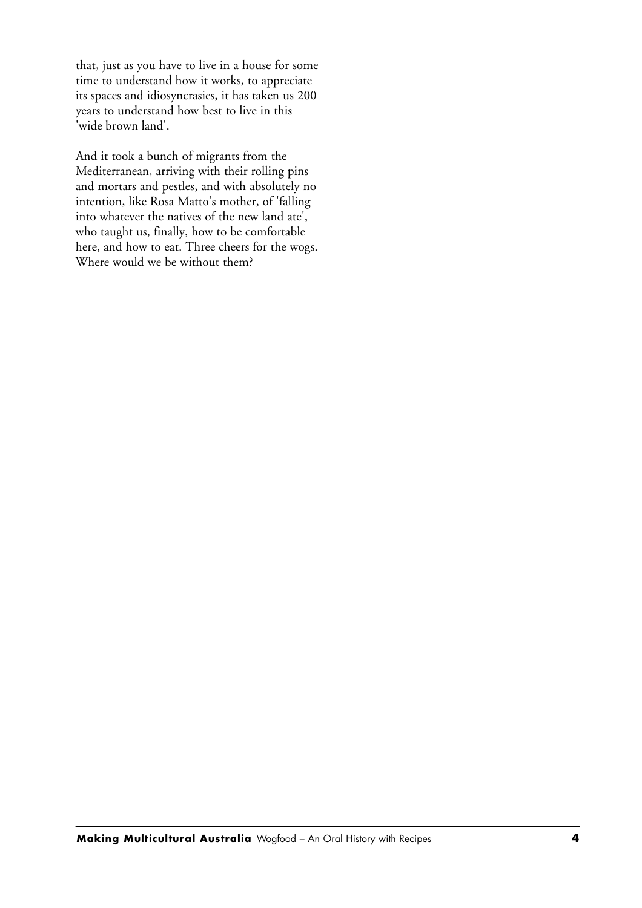that, just as you have to live in a house for some time to understand how it works, to appreciate its spaces and idiosyncrasies, it has taken us 200 years to understand how best to live in this 'wide brown land'.

And it took a bunch of migrants from the Mediterranean, arriving with their rolling pins and mortars and pestles, and with absolutely no intention, like Rosa Matto's mother, of 'falling into whatever the natives of the new land ate', who taught us, finally, how to be comfortable here, and how to eat. Three cheers for the wogs. Where would we be without them?